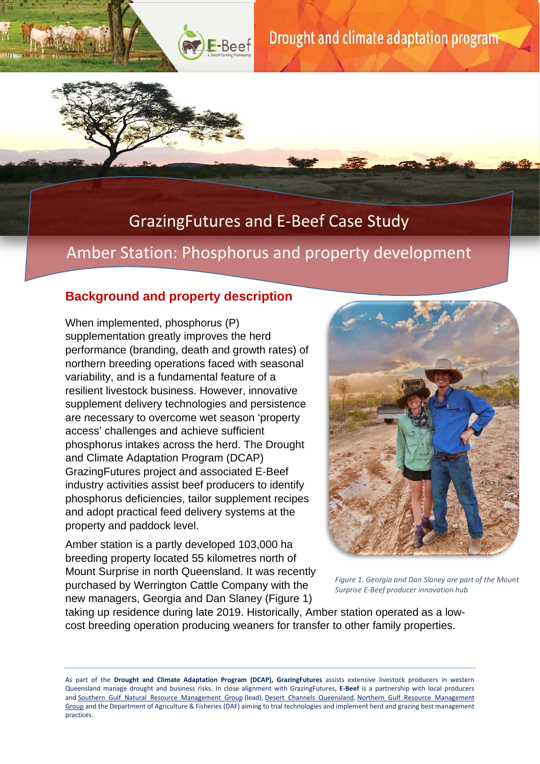Drought and climate adaptation program

# GrazingFutures and E-Beef Case Study

## Amber Station: Phosphorus and property development

### Background and property description

When implemented, phosphorus (P) supplementation greatly improves the herd performance (branding, death and growth rates) of northern breeding operations faced with seasonal variability, and is a fundamental feature of a resilient livestock business. However, innovative supplement delivery technologies and persistence are necessary to overcome wet season 'property access' challenges and achieve sufficient phosphorus intakes across the herd. The Drought and Climate Adaptation Program (DCAP) GrazingFutures project and associated E-Beef industry activities assist beef producers to identify phosphorus deficiencies, tailor supplement recipes and adopt practical feed delivery systems at the property and paddock level.

Amber station is a partly developed 103,000 ha breeding property located 55 kilometres north of Mount Surprise in north Queensland. It was recently purchased by Werrington Cattle Company with the new managers, Georgia and Dan Slaney (Figure 1) taking up residence during late 2019. Historically, Amber station operated as a low-cost breeding operation producing weaners for transfer to other family properties.

*Figure 1. Georgia and Dan Slaney are part of the Mount Surprise E-Beef producer innovation hub*

---

As part of the **Drought and Climate Adaptation Program (DCAP), GrazingFutures** assists extensive livestock producers in western Queensland manage drought and business risks. In close alignment with GrazingFutures, **E-Beef** is a partnership with local producers and Southern Gulf Natural Resource Management Group (lead), Desert Channels Queensland, Northern Gulf Resource Management Group and the Department of Agriculture & Fisheries (DAF) aiming to trial technologies and implement herd and grazing best management practices.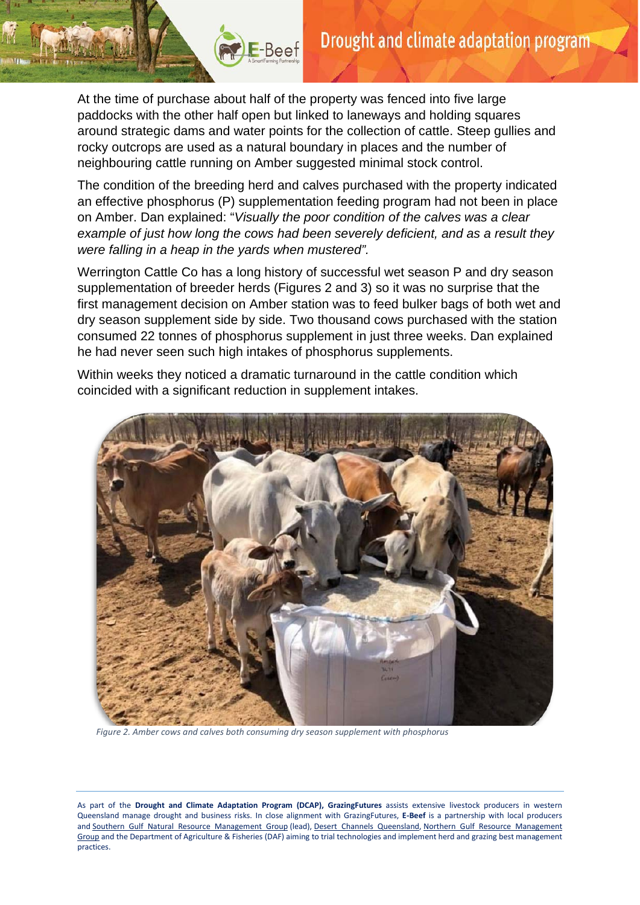At the time of purchase about half of the property was fenced into five large paddocks with the other half open but linked to laneways and holding squares around strategic dams and water points for the collection of cattle. Steep gullies and rocky outcrops are used as a natural boundary in places and the number of neighbouring cattle running on Amber suggested minimal stock control.

The condition of the breeding herd and calves purchased with the property indicated an effective phosphorus (P) supplementation feeding program had not been in place on Amber. Dan explained: "*Visually the poor condition of the calves was a clear example of just how long the cows had been severely deficient, and as a result they were falling in a heap in the yards when mustered".*

Werrington Cattle Co has a long history of successful wet season P and dry season supplementation of breeder herds (Figures 2 and 3) so it was no surprise that the first management decision on Amber station was to feed bulker bags of both wet and dry season supplement side by side. Two thousand cows purchased with the station consumed 22 tonnes of phosphorus supplement in just three weeks. Dan explained he had never seen such high intakes of phosphorus supplements.

Within weeks they noticed a dramatic turnaround in the cattle condition which coincided with a significant reduction in supplement intakes.

*Figure 2. Amber cows and calves both consuming dry season supplement with phosphorus*

As part of the **Drought and Climate Adaptation Program (DCAP), GrazingFutures** assists extensive livestock producers in western Queensland manage drought and business risks. In close alignment with GrazingFutures, **E-Beef** is a partnership with local producers and Southern Gulf Natural Resource Management Group (lead), Desert Channels Queensland, Northern Gulf Resource Management Group and the Department of Agriculture & Fisheries (DAF) aiming to trial technologies and implement herd and grazing best management practices.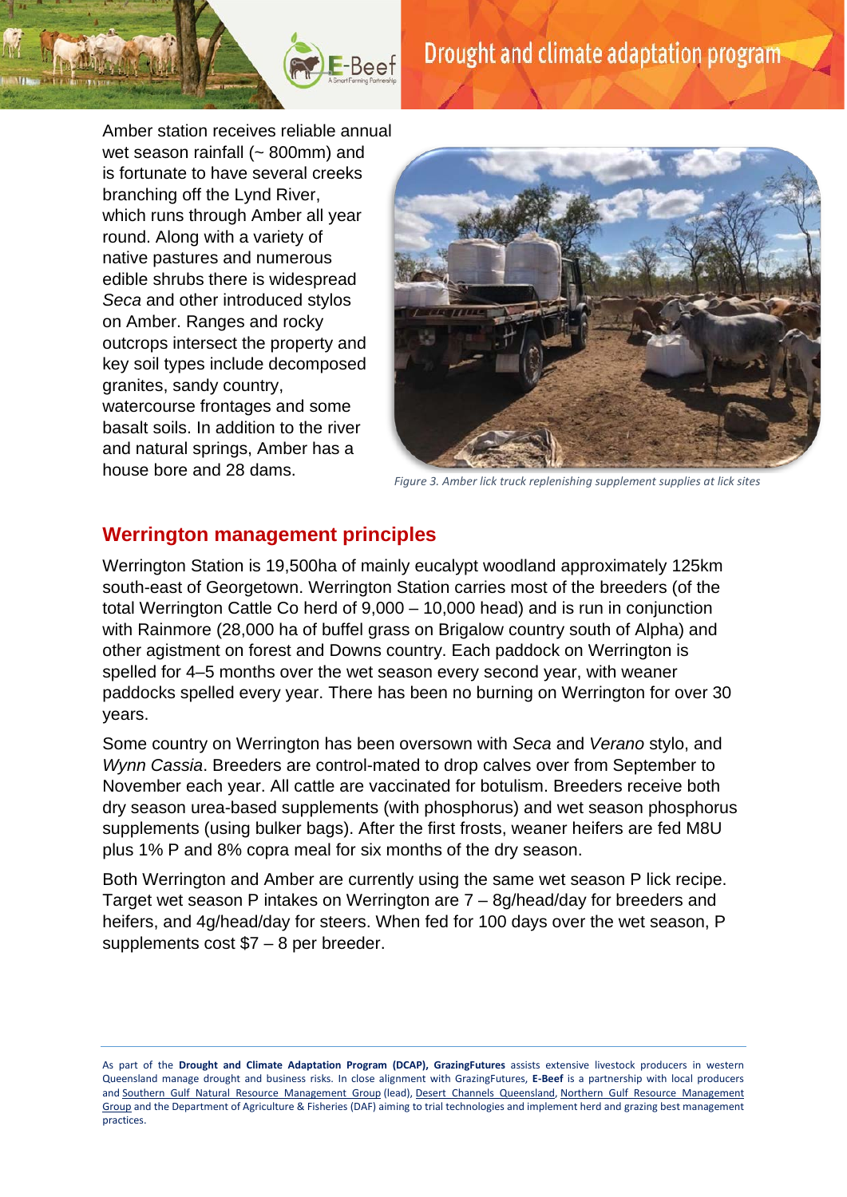Amber station receives reliable annual wet season rainfall (~ 800mm) and is fortunate to have several creeks branching off the Lynd River, which runs through Amber all year round. Along with a variety of native pastures and numerous edible shrubs there is widespread *Seca* and other introduced stylos on Amber. Ranges and rocky outcrops intersect the property and key soil types include decomposed granites, sandy country, watercourse frontages and some basalt soils. In addition to the river and natural springs, Amber has a house bore and 28 dams.

*Figure 3. Amber lick truck replenishing supplement supplies at lick sites*

## Werrington management principles

Werrington Station is 19,500ha of mainly eucalypt woodland approximately 125km south-east of Georgetown. Werrington Station carries most of the breeders (of the total Werrington Cattle Co herd of 9,000 – 10,000 head) and is run in conjunction with Rainmore (28,000 ha of buffel grass on Brigalow country south of Alpha) and other agistment on forest and Downs country. Each paddock on Werrington is spelled for 4–5 months over the wet season every second year, with weaner paddocks spelled every year. There has been no burning on Werrington for over 30 years.

Some country on Werrington has been oversown with *Seca* and *Verano* stylo, and *Wynn Cassia*. Breeders are control-mated to drop calves over from September to November each year. All cattle are vaccinated for botulism. Breeders receive both dry season urea-based supplements (with phosphorus) and wet season phosphorus supplements (using bulker bags). After the first frosts, weaner heifers are fed M8U plus 1% P and 8% copra meal for six months of the dry season.

Both Werrington and Amber are currently using the same wet season P lick recipe. Target wet season P intakes on Werrington are 7 – 8g/head/day for breeders and heifers, and 4g/head/day for steers. When fed for 100 days over the wet season, P supplements cost $7 – 8 per breeder.

As part of the **Drought and Climate Adaptation Program (DCAP), GrazingFutures** assists extensive livestock producers in western Queensland manage drought and business risks. In close alignment with GrazingFutures, **E-Beef** is a partnership with local producers and Southern Gulf Natural Resource Management Group (lead), Desert Channels Queensland, Northern Gulf Resource Management Group and the Department of Agriculture & Fisheries (DAF) aiming to trial technologies and implement herd and grazing best management practices.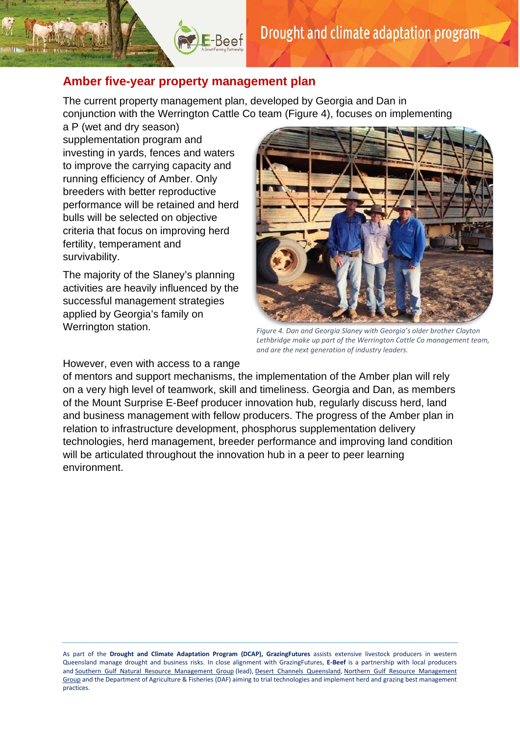## Amber five-year property management plan

The current property management plan, developed by Georgia and Dan in conjunction with the Werrington Cattle Co team (Figure 4), focuses on implementing a P (wet and dry season) supplementation program and investing in yards, fences and waters to improve the carrying capacity and running efficiency of Amber. Only breeders with better reproductive performance will be retained and herd bulls will be selected on objective criteria that focus on improving herd fertility, temperament and survivability.

The majority of the Slaney's planning activities are heavily influenced by the successful management strategies applied by Georgia's family on Werrington station.

*Figure 4. Dan and Georgia Slaney with Georgia's older brother Clayton Lethbridge make up part of the Werrington Cattle Co management team, and are the next generation of industry leaders.*

However, even with access to a range of mentors and support mechanisms, the implementation of the Amber plan will rely on a very high level of teamwork, skill and timeliness. Georgia and Dan, as members of the Mount Surprise E-Beef producer innovation hub, regularly discuss herd, land and business management with fellow producers. The progress of the Amber plan in relation to infrastructure development, phosphorus supplementation delivery technologies, herd management, breeder performance and improving land condition will be articulated throughout the innovation hub in a peer to peer learning environment.

As part of the **Drought and Climate Adaptation Program (DCAP), GrazingFutures** assists extensive livestock producers in western Queensland manage drought and business risks. In close alignment with GrazingFutures, **E-Beef** is a partnership with local producers and Southern Gulf Natural Resource Management Group (lead), Desert Channels Queensland, Northern Gulf Resource Management Group and the Department of Agriculture & Fisheries (DAF) aiming to trial technologies and implement herd and grazing best management practices.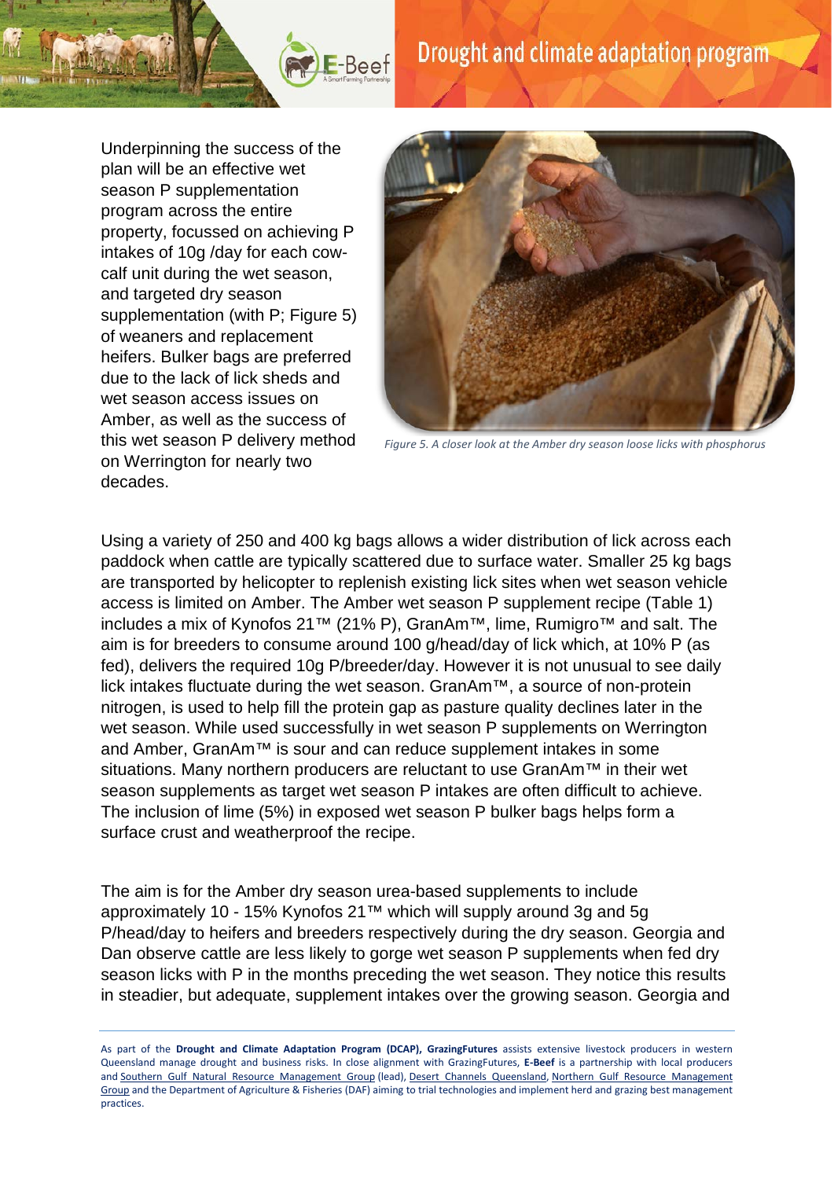Underpinning the success of the plan will be an effective wet season P supplementation program across the entire property, focussed on achieving P intakes of 10g /day for each cow-calf unit during the wet season, and targeted dry season supplementation (with P; Figure 5) of weaners and replacement heifers. Bulker bags are preferred due to the lack of lick sheds and wet season access issues on Amber, as well as the success of this wet season P delivery method on Werrington for nearly two decades.

*Figure 5. A closer look at the Amber dry season loose licks with phosphorus*

Using a variety of 250 and 400 kg bags allows a wider distribution of lick across each paddock when cattle are typically scattered due to surface water. Smaller 25 kg bags are transported by helicopter to replenish existing lick sites when wet season vehicle access is limited on Amber. The Amber wet season P supplement recipe (Table 1) includes a mix of Kynofos 21™ (21% P), GranAm™, lime, Rumigro™ and salt. The aim is for breeders to consume around 100 g/head/day of lick which, at 10% P (as fed), delivers the required 10g P/breeder/day. However it is not unusual to see daily lick intakes fluctuate during the wet season. GranAm™, a source of non-protein nitrogen, is used to help fill the protein gap as pasture quality declines later in the wet season. While used successfully in wet season P supplements on Werrington and Amber, GranAm™ is sour and can reduce supplement intakes in some situations. Many northern producers are reluctant to use GranAm™ in their wet season supplements as target wet season P intakes are often difficult to achieve. The inclusion of lime (5%) in exposed wet season P bulker bags helps form a surface crust and weatherproof the recipe.

The aim is for the Amber dry season urea-based supplements to include approximately 10 - 15% Kynofos 21™ which will supply around 3g and 5g P/head/day to heifers and breeders respectively during the dry season. Georgia and Dan observe cattle are less likely to gorge wet season P supplements when fed dry season licks with P in the months preceding the wet season. They notice this results in steadier, but adequate, supplement intakes over the growing season. Georgia and

As part of the **Drought and Climate Adaptation Program (DCAP), GrazingFutures** assists extensive livestock producers in western Queensland manage drought and business risks. In close alignment with GrazingFutures, **E-Beef** is a partnership with local producers and Southern Gulf Natural Resource Management Group (lead), Desert Channels Queensland, Northern Gulf Resource Management Group and the Department of Agriculture & Fisheries (DAF) aiming to trial technologies and implement herd and grazing best management practices.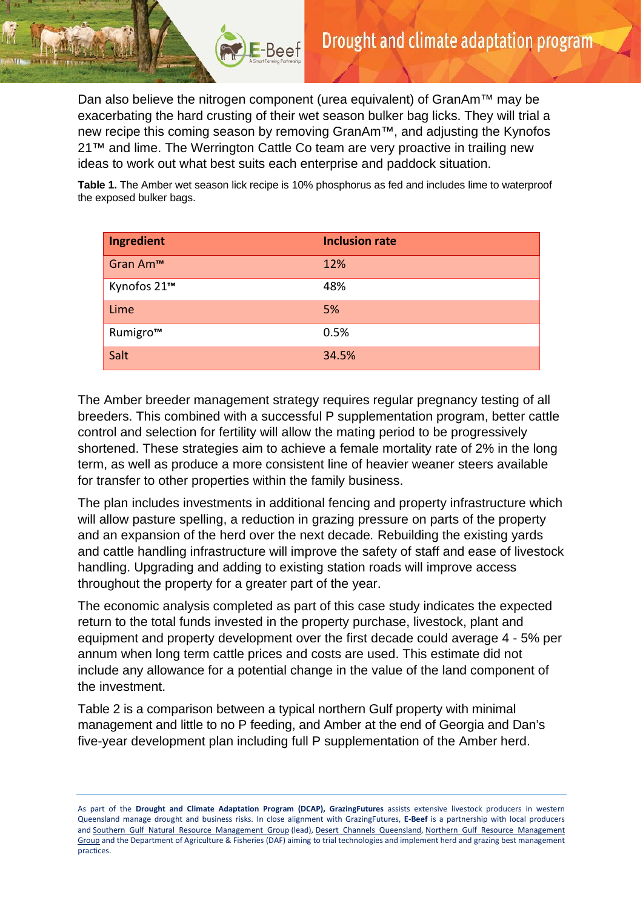Dan also believe the nitrogen component (urea equivalent) of GranAm™ may be exacerbating the hard crusting of their wet season bulker bag licks. They will trial a new recipe this coming season by removing GranAm™, and adjusting the Kynofos 21™ and lime. The Werrington Cattle Co team are very proactive in trailing new ideas to work out what best suits each enterprise and paddock situation.

**Table 1.** The Amber wet season lick recipe is 10% phosphorus as fed and includes lime to waterproof the exposed bulker bags.

| Ingredient | Inclusion rate |
|---|---|
| Gran Am™ | 12% |
| Kynofos 21™ | 48% |
| Lime | 5% |
| Rumigro™ | 0.5% |
| Salt | 34.5% |

The Amber breeder management strategy requires regular pregnancy testing of all breeders. This combined with a successful P supplementation program, better cattle control and selection for fertility will allow the mating period to be progressively shortened. These strategies aim to achieve a female mortality rate of 2% in the long term, as well as produce a more consistent line of heavier weaner steers available for transfer to other properties within the family business.

The plan includes investments in additional fencing and property infrastructure which will allow pasture spelling, a reduction in grazing pressure on parts of the property and an expansion of the herd over the next decade. Rebuilding the existing yards and cattle handling infrastructure will improve the safety of staff and ease of livestock handling. Upgrading and adding to existing station roads will improve access throughout the property for a greater part of the year.

The economic analysis completed as part of this case study indicates the expected return to the total funds invested in the property purchase, livestock, plant and equipment and property development over the first decade could average 4 - 5% per annum when long term cattle prices and costs are used. This estimate did not include any allowance for a potential change in the value of the land component of the investment.

Table 2 is a comparison between a typical northern Gulf property with minimal management and little to no P feeding, and Amber at the end of Georgia and Dan's five-year development plan including full P supplementation of the Amber herd.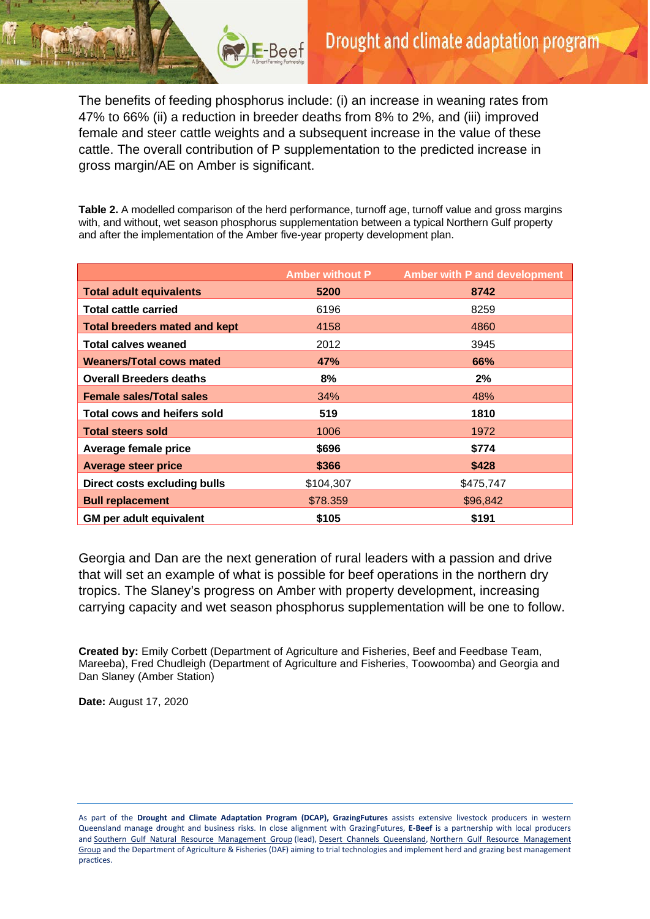The benefits of feeding phosphorus include: (i) an increase in weaning rates from 47% to 66% (ii) a reduction in breeder deaths from 8% to 2%, and (iii) improved female and steer cattle weights and a subsequent increase in the value of these cattle. The overall contribution of P supplementation to the predicted increase in gross margin/AE on Amber is significant.

**Table 2.** A modelled comparison of the herd performance, turnoff age, turnoff value and gross margins with, and without, wet season phosphorus supplementation between a typical Northern Gulf property and after the implementation of the Amber five-year property development plan.

| | Amber without P | Amber with P and development |
|---|---|---|
| **Total adult equivalents** | **5200** | **8742** |
| **Total cattle carried** | 6196 | 8259 |
| **Total breeders mated and kept** | 4158 | 4860 |
| **Total calves weaned** | 2012 | 3945 |
| **Weaners/Total cows mated** | **47%** | **66%** |
| **Overall Breeders deaths** | **8%** | **2%** |
| **Female sales/Total sales** | 34% | 48% |
| **Total cows and heifers sold** | **519** | **1810** |
| **Total steers sold** | 1006 | 1972 |
| **Average female price** | **$696** | **$774** |
| **Average steer price** | **$366** | **$428** |
| **Direct costs excluding bulls** | $104,307 | $475,747 |
| **Bull replacement** | $78.359 | $96,842 |
| **GM per adult equivalent** | **$105** | **$191** |

Georgia and Dan are the next generation of rural leaders with a passion and drive that will set an example of what is possible for beef operations in the northern dry tropics. The Slaney's progress on Amber with property development, increasing carrying capacity and wet season phosphorus supplementation will be one to follow.

**Created by:** Emily Corbett (Department of Agriculture and Fisheries, Beef and Feedbase Team, Mareeba), Fred Chudleigh (Department of Agriculture and Fisheries, Toowoomba) and Georgia and Dan Slaney (Amber Station)

**Date:** August 17, 2020

As part of the **Drought and Climate Adaptation Program (DCAP), GrazingFutures** assists extensive livestock producers in western Queensland manage drought and business risks. In close alignment with GrazingFutures, **E-Beef** is a partnership with local producers and Southern Gulf Natural Resource Management Group (lead), Desert Channels Queensland, Northern Gulf Resource Management Group and the Department of Agriculture & Fisheries (DAF) aiming to trial technologies and implement herd and grazing best management practices.